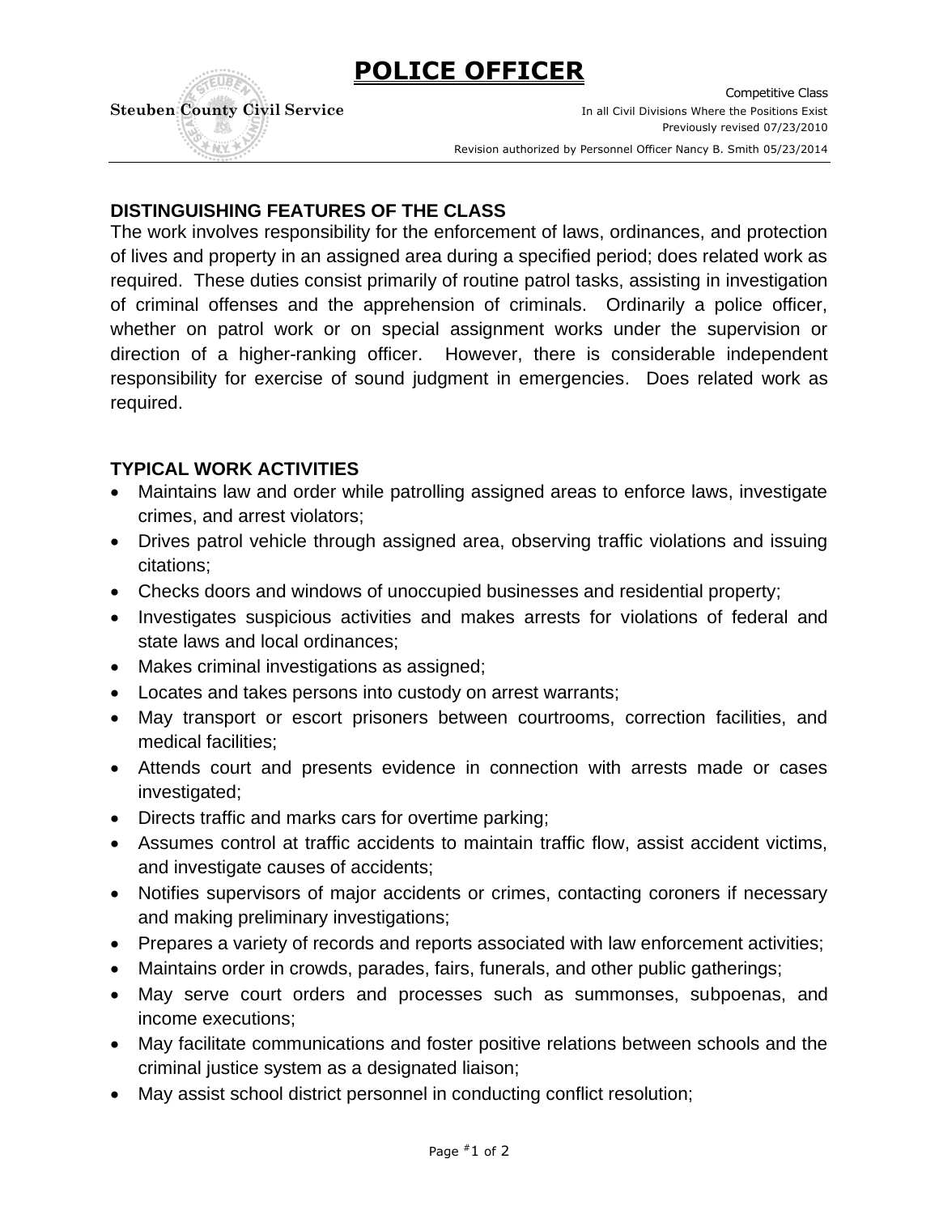# POLICE OFFICER

**Steuben County Civil Service**

Competitive Class
In all Civil Divisions Where the Positions Exist
Previously revised 07/23/2010
Revision authorized by Personnel Officer Nancy B. Smith 05/23/2014

## DISTINGUISHING FEATURES OF THE CLASS

The work involves responsibility for the enforcement of laws, ordinances, and protection of lives and property in an assigned area during a specified period; does related work as required. These duties consist primarily of routine patrol tasks, assisting in investigation of criminal offenses and the apprehension of criminals. Ordinarily a police officer, whether on patrol work or on special assignment works under the supervision or direction of a higher-ranking officer. However, there is considerable independent responsibility for exercise of sound judgment in emergencies. Does related work as required.

## TYPICAL WORK ACTIVITIES

- Maintains law and order while patrolling assigned areas to enforce laws, investigate crimes, and arrest violators;
- Drives patrol vehicle through assigned area, observing traffic violations and issuing citations;
- Checks doors and windows of unoccupied businesses and residential property;
- Investigates suspicious activities and makes arrests for violations of federal and state laws and local ordinances;
- Makes criminal investigations as assigned;
- Locates and takes persons into custody on arrest warrants;
- May transport or escort prisoners between courtrooms, correction facilities, and medical facilities;
- Attends court and presents evidence in connection with arrests made or cases investigated;
- Directs traffic and marks cars for overtime parking;
- Assumes control at traffic accidents to maintain traffic flow, assist accident victims, and investigate causes of accidents;
- Notifies supervisors of major accidents or crimes, contacting coroners if necessary and making preliminary investigations;
- Prepares a variety of records and reports associated with law enforcement activities;
- Maintains order in crowds, parades, fairs, funerals, and other public gatherings;
- May serve court orders and processes such as summonses, subpoenas, and income executions;
- May facilitate communications and foster positive relations between schools and the criminal justice system as a designated liaison;
- May assist school district personnel in conducting conflict resolution;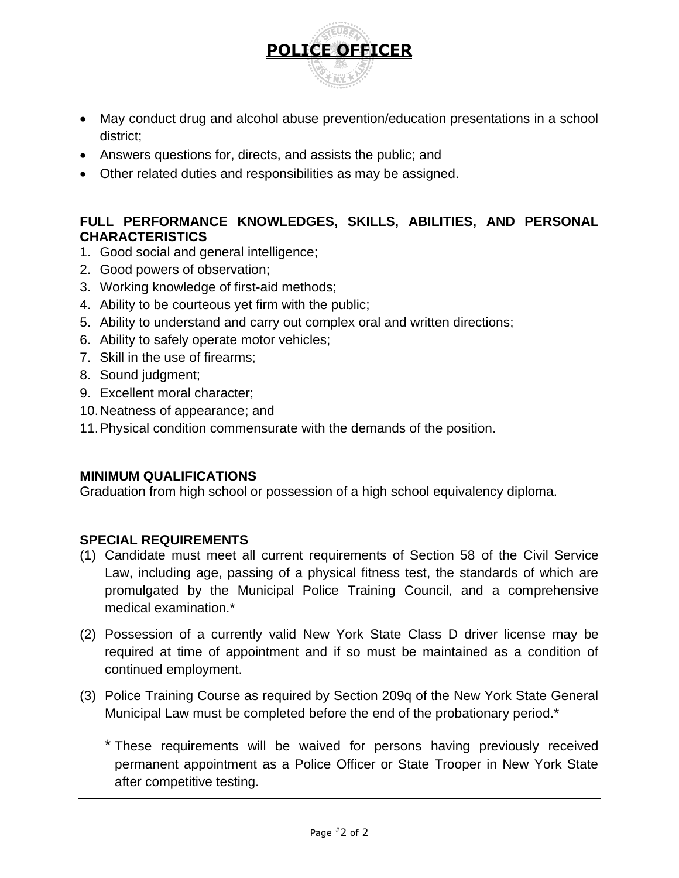# POLICE OFFICER

- May conduct drug and alcohol abuse prevention/education presentations in a school district;
- Answers questions for, directs, and assists the public; and
- Other related duties and responsibilities as may be assigned.

**FULL PERFORMANCE KNOWLEDGES, SKILLS, ABILITIES, AND PERSONAL CHARACTERISTICS**

1. Good social and general intelligence;
2. Good powers of observation;
3. Working knowledge of first-aid methods;
4. Ability to be courteous yet firm with the public;
5. Ability to understand and carry out complex oral and written directions;
6. Ability to safely operate motor vehicles;
7. Skill in the use of firearms;
8. Sound judgment;
9. Excellent moral character;
10. Neatness of appearance; and
11. Physical condition commensurate with the demands of the position.

**MINIMUM QUALIFICATIONS**

Graduation from high school or possession of a high school equivalency diploma.

**SPECIAL REQUIREMENTS**

(1) Candidate must meet all current requirements of Section 58 of the Civil Service Law, including age, passing of a physical fitness test, the standards of which are promulgated by the Municipal Police Training Council, and a comprehensive medical examination.*

(2) Possession of a currently valid New York State Class D driver license may be required at time of appointment and if so must be maintained as a condition of continued employment.

(3) Police Training Course as required by Section 209q of the New York State General Municipal Law must be completed before the end of the probationary period.*

\* These requirements will be waived for persons having previously received permanent appointment as a Police Officer or State Trooper in New York State after competitive testing.